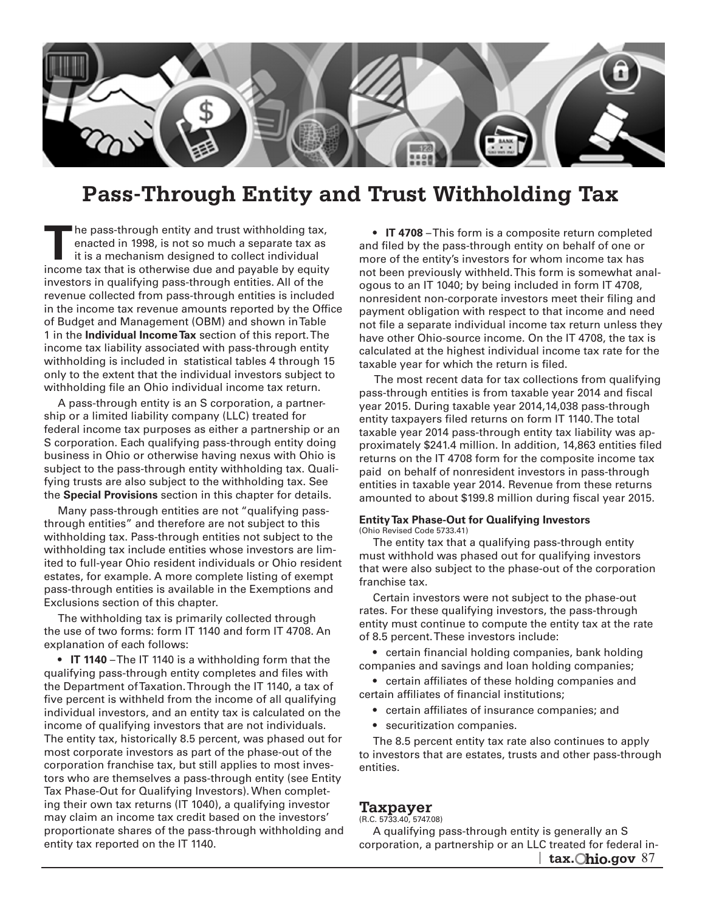# Pass-Through Entity and Trust Withholding Tax

The pass-through entity and trust withholding tax, enacted in 1998, is not so much a separate tax as it is a mechanism designed to collect individual income tax that is otherwise due and payable by equity investors in qualifying pass-through entities. All of the revenue collected from pass-through entities is included in the income tax revenue amounts reported by the Office of Budget and Management (OBM) and shown in Table 1 in the **Individual Income Tax** section of this report. The income tax liability associated with pass-through entity withholding is included in statistical tables 4 through 15 only to the extent that the individual investors subject to withholding file an Ohio individual income tax return.

A pass-through entity is an S corporation, a partnership or a limited liability company (LLC) treated for federal income tax purposes as either a partnership or an S corporation. Each qualifying pass-through entity doing business in Ohio or otherwise having nexus with Ohio is subject to the pass-through entity withholding tax. Qualifying trusts are also subject to the withholding tax. See the **Special Provisions** section in this chapter for details.

Many pass-through entities are not "qualifying pass-through entities" and therefore are not subject to this withholding tax. Pass-through entities not subject to the withholding tax include entities whose investors are limited to full-year Ohio resident individuals or Ohio resident estates, for example. A more complete listing of exempt pass-through entities is available in the Exemptions and Exclusions section of this chapter.

The withholding tax is primarily collected through the use of two forms: form IT 1140 and form IT 4708. An explanation of each follows:

- **IT 1140** – The IT 1140 is a withholding form that the qualifying pass-through entity completes and files with the Department of Taxation. Through the IT 1140, a tax of five percent is withheld from the income of all qualifying individual investors, and an entity tax is calculated on the income of qualifying investors that are not individuals. The entity tax, historically 8.5 percent, was phased out for most corporate investors as part of the phase-out of the corporation franchise tax, but still applies to most investors who are themselves a pass-through entity (see Entity Tax Phase-Out for Qualifying Investors). When completing their own tax returns (IT 1040), a qualifying investor may claim an income tax credit based on the investors' proportionate shares of the pass-through withholding and entity tax reported on the IT 1140.

- **IT 4708** – This form is a composite return completed and filed by the pass-through entity on behalf of one or more of the entity's investors for whom income tax has not been previously withheld. This form is somewhat analogous to an IT 1040; by being included in form IT 4708, nonresident non-corporate investors meet their filing and payment obligation with respect to that income and need not file a separate individual income tax return unless they have other Ohio-source income. On the IT 4708, the tax is calculated at the highest individual income tax rate for the taxable year for which the return is filed.

The most recent data for tax collections from qualifying pass-through entities is from taxable year 2014 and fiscal year 2015. During taxable year 2014, 14,038 pass-through entity taxpayers filed returns on form IT 1140. The total taxable year 2014 pass-through entity tax liability was approximately $241.4 million. In addition, 14,863 entities filed returns on the IT 4708 form for the composite income tax paid on behalf of nonresident investors in pass-through entities in taxable year 2014. Revenue from these returns amounted to about $199.8 million during fiscal year 2015.

### Entity Tax Phase-Out for Qualifying Investors

(Ohio Revised Code 5733.41)

The entity tax that a qualifying pass-through entity must withhold was phased out for qualifying investors that were also subject to the phase-out of the corporation franchise tax.

Certain investors were not subject to the phase-out rates. For these qualifying investors, the pass-through entity must continue to compute the entity tax at the rate of 8.5 percent. These investors include:

- certain financial holding companies, bank holding companies and savings and loan holding companies;
- certain affiliates of these holding companies and certain affiliates of financial institutions;
- certain affiliates of insurance companies; and
- securitization companies.

The 8.5 percent entity tax rate also continues to apply to investors that are estates, trusts and other pass-through entities.

## Taxpayer

(R.C. 5733.40, 5747.08)

A qualifying pass-through entity is generally an S corporation, a partnership or an LLC treated for federal in-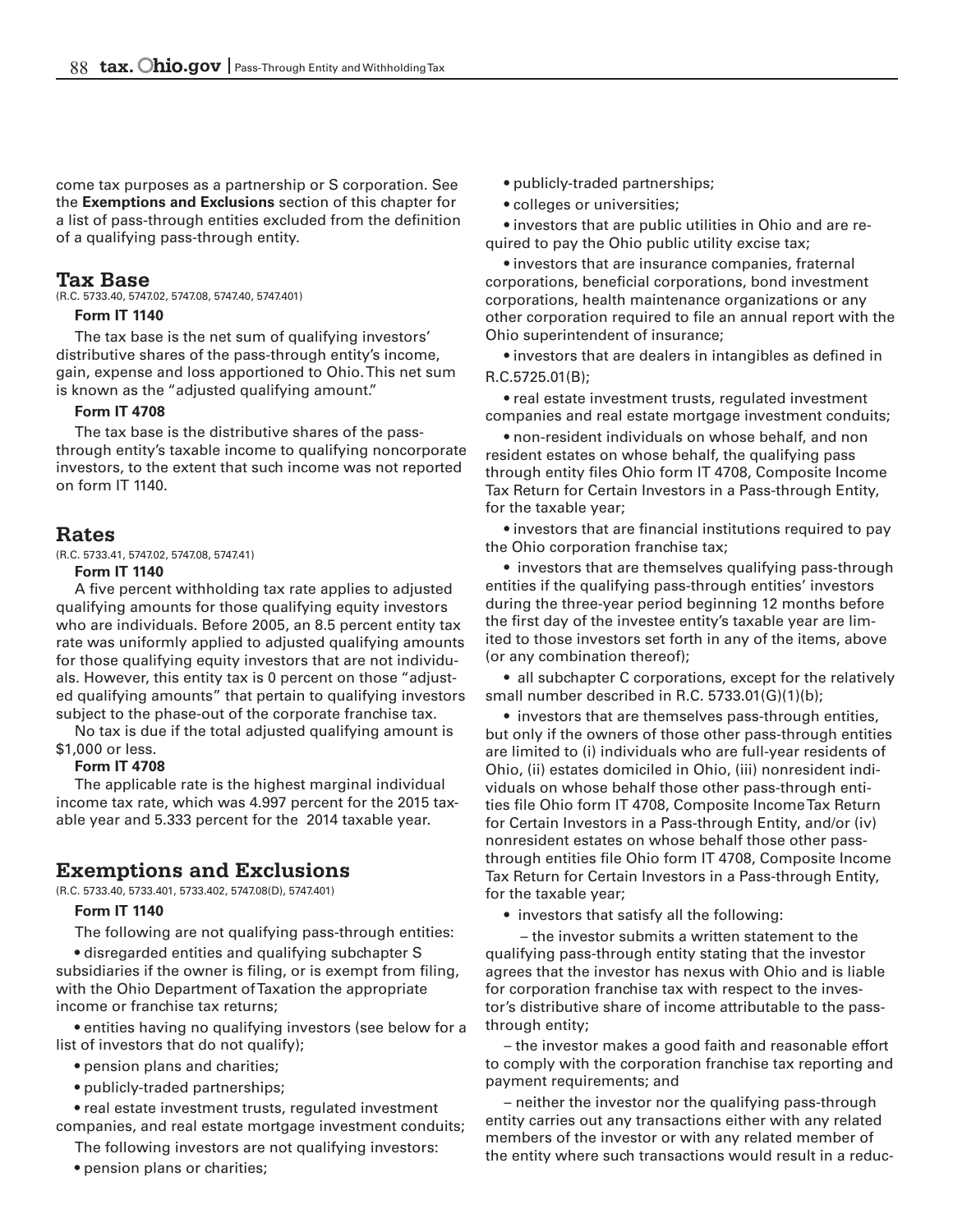come tax purposes as a partnership or S corporation. See the **Exemptions and Exclusions** section of this chapter for a list of pass-through entities excluded from the definition of a qualifying pass-through entity.

## Tax Base

(R.C. 5733.40, 5747.02, 5747.08, 5747.40, 5747.401)

**Form IT 1140**

The tax base is the net sum of qualifying investors' distributive shares of the pass-through entity's income, gain, expense and loss apportioned to Ohio. This net sum is known as the "adjusted qualifying amount."

**Form IT 4708**

The tax base is the distributive shares of the pass-through entity's taxable income to qualifying noncorporate investors, to the extent that such income was not reported on form IT 1140.

## Rates

(R.C. 5733.41, 5747.02, 5747.08, 5747.41)

**Form IT 1140**

A five percent withholding tax rate applies to adjusted qualifying amounts for those qualifying equity investors who are individuals. Before 2005, an 8.5 percent entity tax rate was uniformly applied to adjusted qualifying amounts for those qualifying equity investors that are not individuals. However, this entity tax is 0 percent on those "adjusted qualifying amounts" that pertain to qualifying investors subject to the phase-out of the corporate franchise tax.

No tax is due if the total adjusted qualifying amount is $1,000 or less.

**Form IT 4708**

The applicable rate is the highest marginal individual income tax rate, which was 4.997 percent for the 2015 taxable year and 5.333 percent for the 2014 taxable year.

## Exemptions and Exclusions

(R.C. 5733.40, 5733.401, 5733.402, 5747.08(D), 5747.401)

**Form IT 1140**

The following are not qualifying pass-through entities:

- disregarded entities and qualifying subchapter S subsidiaries if the owner is filing, or is exempt from filing, with the Ohio Department of Taxation the appropriate income or franchise tax returns;
- entities having no qualifying investors (see below for a list of investors that do not qualify);
- pension plans and charities;
- publicly-traded partnerships;
- real estate investment trusts, regulated investment companies, and real estate mortgage investment conduits;

The following investors are not qualifying investors:

- pension plans or charities;
- publicly-traded partnerships;
- colleges or universities;
- investors that are public utilities in Ohio and are required to pay the Ohio public utility excise tax;
- investors that are insurance companies, fraternal corporations, beneficial corporations, bond investment corporations, health maintenance organizations or any other corporation required to file an annual report with the Ohio superintendent of insurance;
- investors that are dealers in intangibles as defined in R.C.5725.01(B);
- real estate investment trusts, regulated investment companies and real estate mortgage investment conduits;
- non-resident individuals on whose behalf, and non resident estates on whose behalf, the qualifying pass through entity files Ohio form IT 4708, Composite Income Tax Return for Certain Investors in a Pass-through Entity, for the taxable year;
- investors that are financial institutions required to pay the Ohio corporation franchise tax;
- investors that are themselves qualifying pass-through entities if the qualifying pass-through entities' investors during the three-year period beginning 12 months before the first day of the investee entity's taxable year are limited to those investors set forth in any of the items, above (or any combination thereof);
- all subchapter C corporations, except for the relatively small number described in R.C. 5733.01(G)(1)(b);
- investors that are themselves pass-through entities, but only if the owners of those other pass-through entities are limited to (i) individuals who are full-year residents of Ohio, (ii) estates domiciled in Ohio, (iii) nonresident individuals on whose behalf those other pass-through entities file Ohio form IT 4708, Composite Income Tax Return for Certain Investors in a Pass-through Entity, and/or (iv) nonresident estates on whose behalf those other pass-through entities file Ohio form IT 4708, Composite Income Tax Return for Certain Investors in a Pass-through Entity, for the taxable year;
- investors that satisfy all the following:
  - the investor submits a written statement to the qualifying pass-through entity stating that the investor agrees that the investor has nexus with Ohio and is liable for corporation franchise tax with respect to the investor's distributive share of income attributable to the pass-through entity;
  - the investor makes a good faith and reasonable effort to comply with the corporation franchise tax reporting and payment requirements; and
  - neither the investor nor the qualifying pass-through entity carries out any transactions either with any related members of the investor or with any related member of the entity where such transactions would result in a reduc-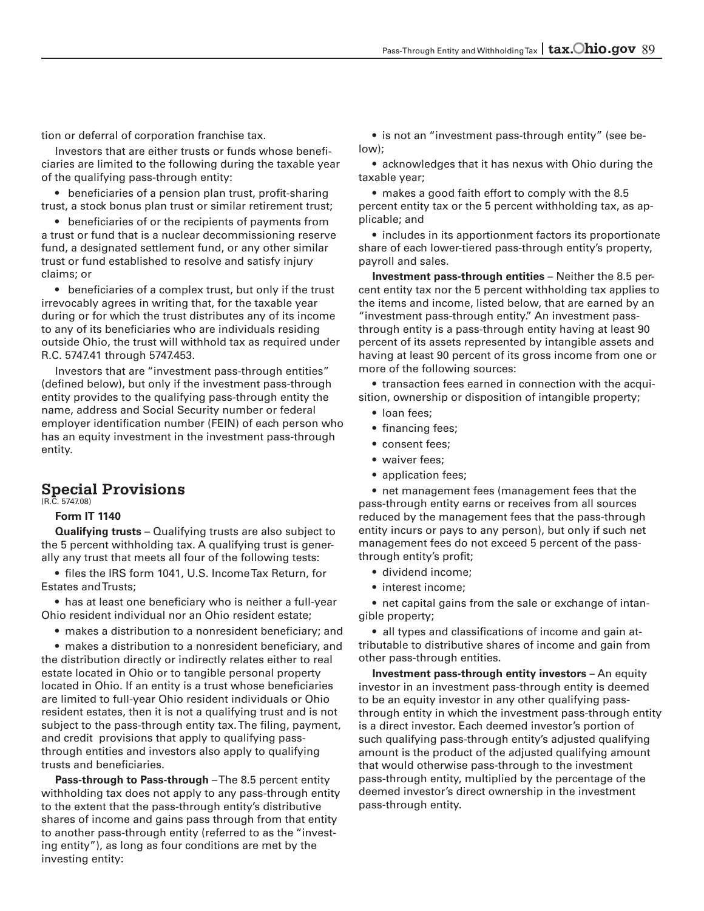tion or deferral of corporation franchise tax.

Investors that are either trusts or funds whose beneficiaries are limited to the following during the taxable year of the qualifying pass-through entity:

- beneficiaries of a pension plan trust, profit-sharing trust, a stock bonus plan trust or similar retirement trust;
- beneficiaries of or the recipients of payments from a trust or fund that is a nuclear decommissioning reserve fund, a designated settlement fund, or any other similar trust or fund established to resolve and satisfy injury claims; or
- beneficiaries of a complex trust, but only if the trust irrevocably agrees in writing that, for the taxable year during or for which the trust distributes any of its income to any of its beneficiaries who are individuals residing outside Ohio, the trust will withhold tax as required under R.C. 5747.41 through 5747.453.

Investors that are "investment pass-through entities" (defined below), but only if the investment pass-through entity provides to the qualifying pass-through entity the name, address and Social Security number or federal employer identification number (FEIN) of each person who has an equity investment in the investment pass-through entity.

## Special Provisions

(R.C. 5747.08)

**Form IT 1140**

**Qualifying trusts** – Qualifying trusts are also subject to the 5 percent withholding tax. A qualifying trust is generally any trust that meets all four of the following tests:

- files the IRS form 1041, U.S. Income Tax Return, for Estates and Trusts;
- has at least one beneficiary who is neither a full-year Ohio resident individual nor an Ohio resident estate;
- makes a distribution to a nonresident beneficiary; and
- makes a distribution to a nonresident beneficiary, and the distribution directly or indirectly relates either to real estate located in Ohio or to tangible personal property located in Ohio. If an entity is a trust whose beneficiaries are limited to full-year Ohio resident individuals or Ohio resident estates, then it is not a qualifying trust and is not subject to the pass-through entity tax. The filing, payment, and credit provisions that apply to qualifying pass-through entities and investors also apply to qualifying trusts and beneficiaries.

**Pass-through to Pass-through** – The 8.5 percent entity withholding tax does not apply to any pass-through entity to the extent that the pass-through entity's distributive shares of income and gains pass through from that entity to another pass-through entity (referred to as the "investing entity"), as long as four conditions are met by the investing entity:

- is not an "investment pass-through entity" (see below);
- acknowledges that it has nexus with Ohio during the taxable year;
- makes a good faith effort to comply with the 8.5 percent entity tax or the 5 percent withholding tax, as applicable; and
- includes in its apportionment factors its proportionate share of each lower-tiered pass-through entity's property, payroll and sales.

**Investment pass-through entities** – Neither the 8.5 percent entity tax nor the 5 percent withholding tax applies to the items and income, listed below, that are earned by an "investment pass-through entity." An investment pass-through entity is a pass-through entity having at least 90 percent of its assets represented by intangible assets and having at least 90 percent of its gross income from one or more of the following sources:

- transaction fees earned in connection with the acquisition, ownership or disposition of intangible property;
- loan fees;
- financing fees;
- consent fees;
- waiver fees;
- application fees;
- net management fees (management fees that the pass-through entity earns or receives from all sources reduced by the management fees that the pass-through entity incurs or pays to any person), but only if such net management fees do not exceed 5 percent of the pass-through entity's profit;
- dividend income;
- interest income;
- net capital gains from the sale or exchange of intangible property;
- all types and classifications of income and gain attributable to distributive shares of income and gain from other pass-through entities.

**Investment pass-through entity investors** – An equity investor in an investment pass-through entity is deemed to be an equity investor in any other qualifying pass-through entity in which the investment pass-through entity is a direct investor. Each deemed investor's portion of such qualifying pass-through entity's adjusted qualifying amount is the product of the adjusted qualifying amount that would otherwise pass-through to the investment pass-through entity, multiplied by the percentage of the deemed investor's direct ownership in the investment pass-through entity.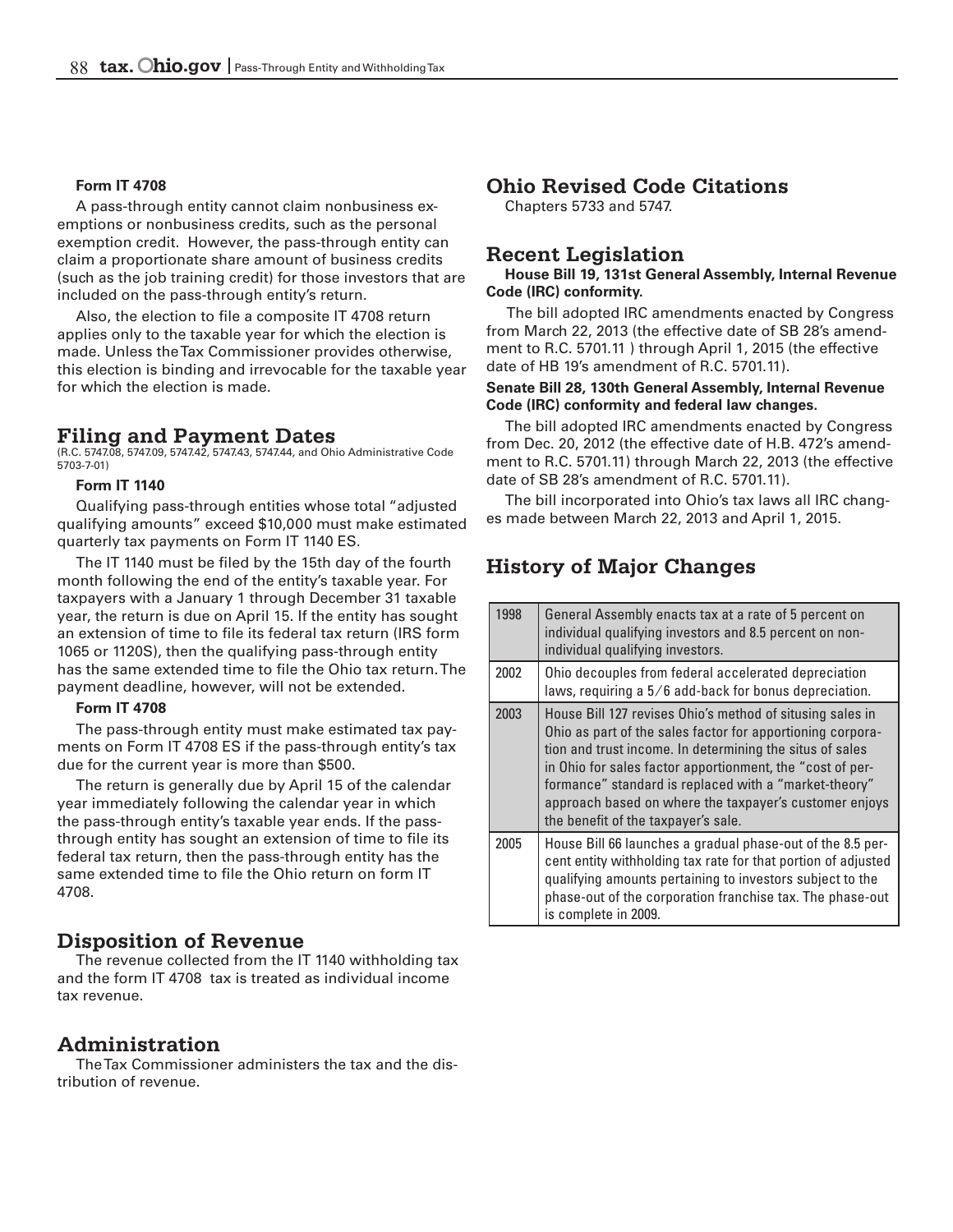**Form IT 4708**

A pass-through entity cannot claim nonbusiness exemptions or nonbusiness credits, such as the personal exemption credit. However, the pass-through entity can claim a proportionate share amount of business credits (such as the job training credit) for those investors that are included on the pass-through entity's return.

Also, the election to file a composite IT 4708 return applies only to the taxable year for which the election is made. Unless the Tax Commissioner provides otherwise, this election is binding and irrevocable for the taxable year for which the election is made.

## Filing and Payment Dates

(R.C. 5747.08, 5747.09, 5747.42, 5747.43, 5747.44, and Ohio Administrative Code 5703-7-01)

**Form IT 1140**

Qualifying pass-through entities whose total "adjusted qualifying amounts" exceed $10,000 must make estimated quarterly tax payments on Form IT 1140 ES.

The IT 1140 must be filed by the 15th day of the fourth month following the end of the entity's taxable year. For taxpayers with a January 1 through December 31 taxable year, the return is due on April 15. If the entity has sought an extension of time to file its federal tax return (IRS form 1065 or 1120S), then the qualifying pass-through entity has the same extended time to file the Ohio tax return. The payment deadline, however, will not be extended.

**Form IT 4708**

The pass-through entity must make estimated tax payments on Form IT 4708 ES if the pass-through entity's tax due for the current year is more than $500.

The return is generally due by April 15 of the calendar year immediately following the calendar year in which the pass-through entity's taxable year ends. If the pass-through entity has sought an extension of time to file its federal tax return, then the pass-through entity has the same extended time to file the Ohio return on form IT 4708.

## Disposition of Revenue

The revenue collected from the IT 1140 withholding tax and the form IT 4708 tax is treated as individual income tax revenue.

## Administration

The Tax Commissioner administers the tax and the distribution of revenue.

## Ohio Revised Code Citations

Chapters 5733 and 5747.

## Recent Legislation

**House Bill 19, 131st General Assembly, Internal Revenue Code (IRC) conformity.**

The bill adopted IRC amendments enacted by Congress from March 22, 2013 (the effective date of SB 28's amendment to R.C. 5701.11 ) through April 1, 2015 (the effective date of HB 19's amendment of R.C. 5701.11).

**Senate Bill 28, 130th General Assembly, Internal Revenue Code (IRC) conformity and federal law changes.**

The bill adopted IRC amendments enacted by Congress from Dec. 20, 2012 (the effective date of H.B. 472's amendment to R.C. 5701.11) through March 22, 2013 (the effective date of SB 28's amendment of R.C. 5701.11).

The bill incorporated into Ohio's tax laws all IRC changes made between March 22, 2013 and April 1, 2015.

## History of Major Changes

| Year | Change |
|---|---|
| 1998 | General Assembly enacts tax at a rate of 5 percent on individual qualifying investors and 8.5 percent on non-individual qualifying investors. |
| 2002 | Ohio decouples from federal accelerated depreciation laws, requiring a 5/6 add-back for bonus depreciation. |
| 2003 | House Bill 127 revises Ohio's method of situsing sales in Ohio as part of the sales factor for apportioning corporation and trust income. In determining the situs of sales in Ohio for sales factor apportionment, the "cost of performance" standard is replaced with a "market-theory" approach based on where the taxpayer's customer enjoys the benefit of the taxpayer's sale. |
| 2005 | House Bill 66 launches a gradual phase-out of the 8.5 percent entity withholding tax rate for that portion of adjusted qualifying amounts pertaining to investors subject to the phase-out of the corporation franchise tax. The phase-out is complete in 2009. |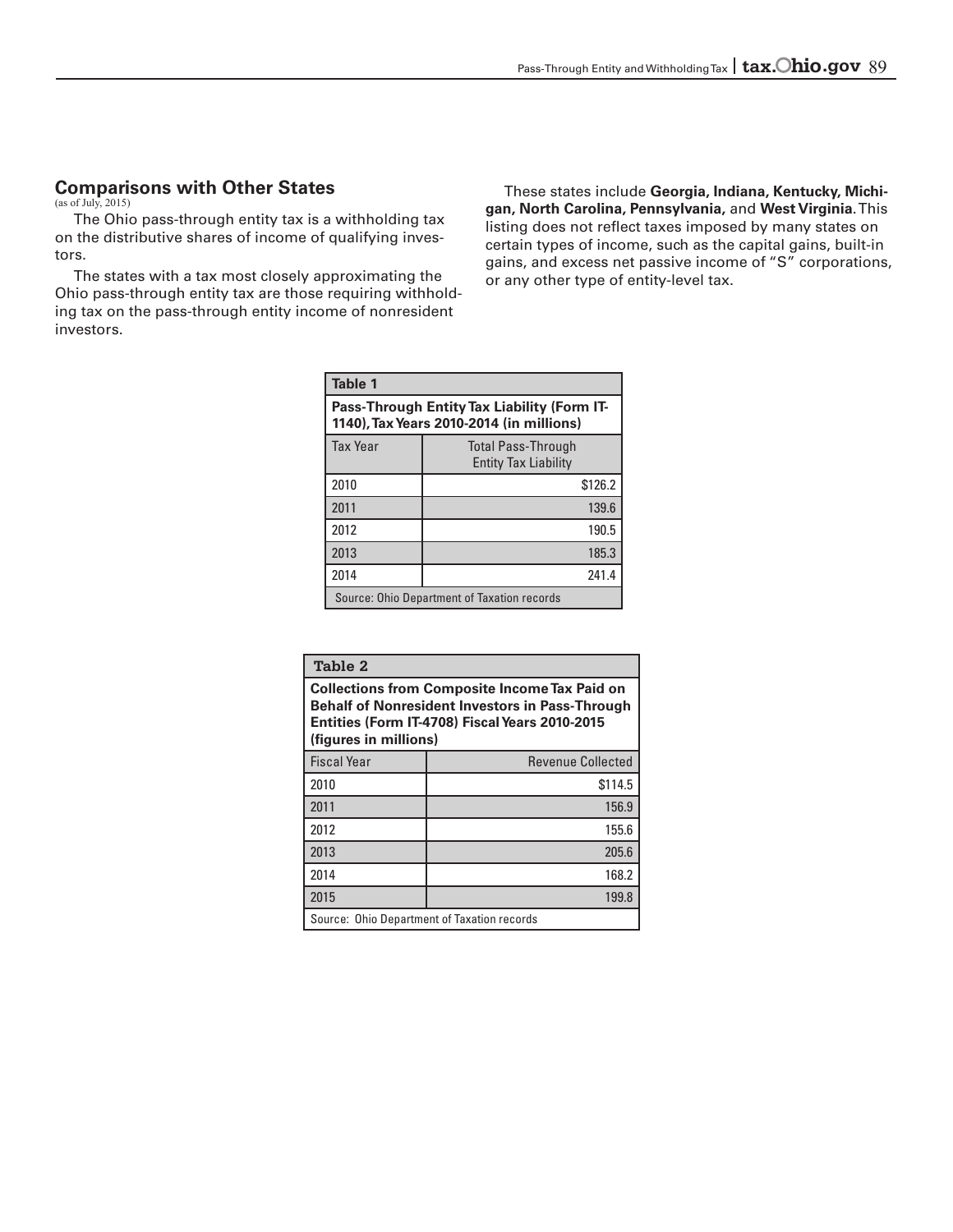## Comparisons with Other States

(as of July, 2015)

The Ohio pass-through entity tax is a withholding tax on the distributive shares of income of qualifying investors.

The states with a tax most closely approximating the Ohio pass-through entity tax are those requiring withholding tax on the pass-through entity income of nonresident investors.

These states include **Georgia, Indiana, Kentucky, Michigan, North Carolina, Pennsylvania,** and **West Virginia**. This listing does not reflect taxes imposed by many states on certain types of income, such as the capital gains, built-in gains, and excess net passive income of "S" corporations, or any other type of entity-level tax.

**Table 1**

**Pass-Through Entity Tax Liability (Form IT-1140), Tax Years 2010-2014 (in millions)**

| Tax Year | Total Pass-Through Entity Tax Liability |
|---|---|
| 2010 | $126.2 |
| 2011 | 139.6 |
| 2012 | 190.5 |
| 2013 | 185.3 |
| 2014 | 241.4 |

Source: Ohio Department of Taxation records

**Table 2**

**Collections from Composite Income Tax Paid on Behalf of Nonresident Investors in Pass-Through Entities (Form IT-4708) Fiscal Years 2010-2015 (figures in millions)**

| Fiscal Year | Revenue Collected |
|---|---|
| 2010 | $114.5 |
| 2011 | 156.9 |
| 2012 | 155.6 |
| 2013 | 205.6 |
| 2014 | 168.2 |
| 2015 | 199.8 |

Source: Ohio Department of Taxation records